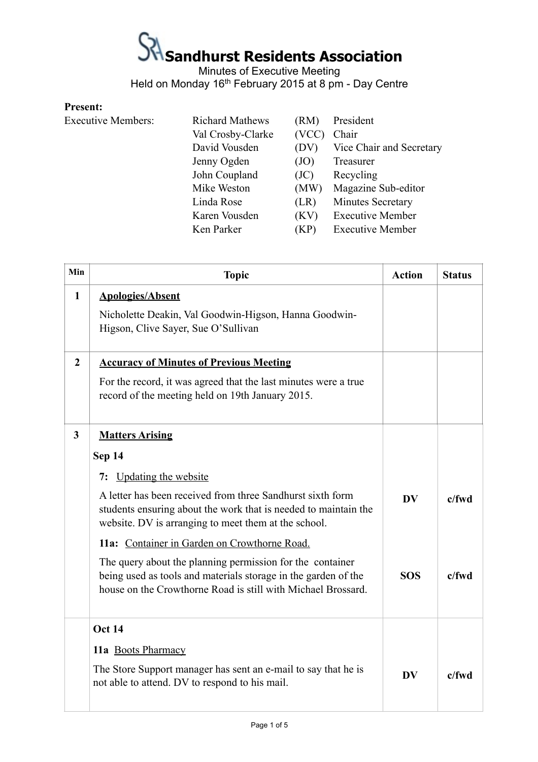# Sandhurst Residents Association

Minutes of Executive Meeting

Held on Monday 16th February 2015 at 8 pm - Day Centre

**Present:**

| Executive Members: | | | |
|---|---|---|---|
| | Richard Mathews | (RM) | President |
| | Val Crosby-Clarke | (VCC) | Chair |
| | David Vousden | (DV) | Vice Chair and Secretary |
| | Jenny Ogden | (JO) | Treasurer |
| | John Coupland | (JC) | Recycling |
| | Mike Weston | (MW) | Magazine Sub-editor |
| | Linda Rose | (LR) | Minutes Secretary |
| | Karen Vousden | (KV) | Executive Member |
| | Ken Parker | (KP) | Executive Member |

| Min | Topic | Action | Status |
|---|---|---|---|
| 1 | **Apologies/Absent**<br>Nicholette Deakin, Val Goodwin-Higson, Hanna Goodwin-Higson, Clive Sayer, Sue O'Sullivan | | |
| 2 | **Accuracy of Minutes of Previous Meeting**<br>For the record, it was agreed that the last minutes were a true record of the meeting held on 19th January 2015. | | |
| 3 | **Matters Arising** | | |
| | **Sep 14** | | |
| | **7:** Updating the website<br>A letter has been received from three Sandhurst sixth form students ensuring about the work that is needed to maintain the website. DV is arranging to meet them at the school. | **DV** | **c/fwd** |
| | **11a:** Container in Garden on Crowthorne Road.<br>The query about the planning permission for the container being used as tools and materials storage in the garden of the house on the Crowthorne Road is still with Michael Brossard. | **SOS** | **c/fwd** |
| | **Oct 14** | | |
| | **11a** Boots Pharmacy<br>The Store Support manager has sent an e-mail to say that he is not able to attend. DV to respond to his mail. | **DV** | **c/fwd** |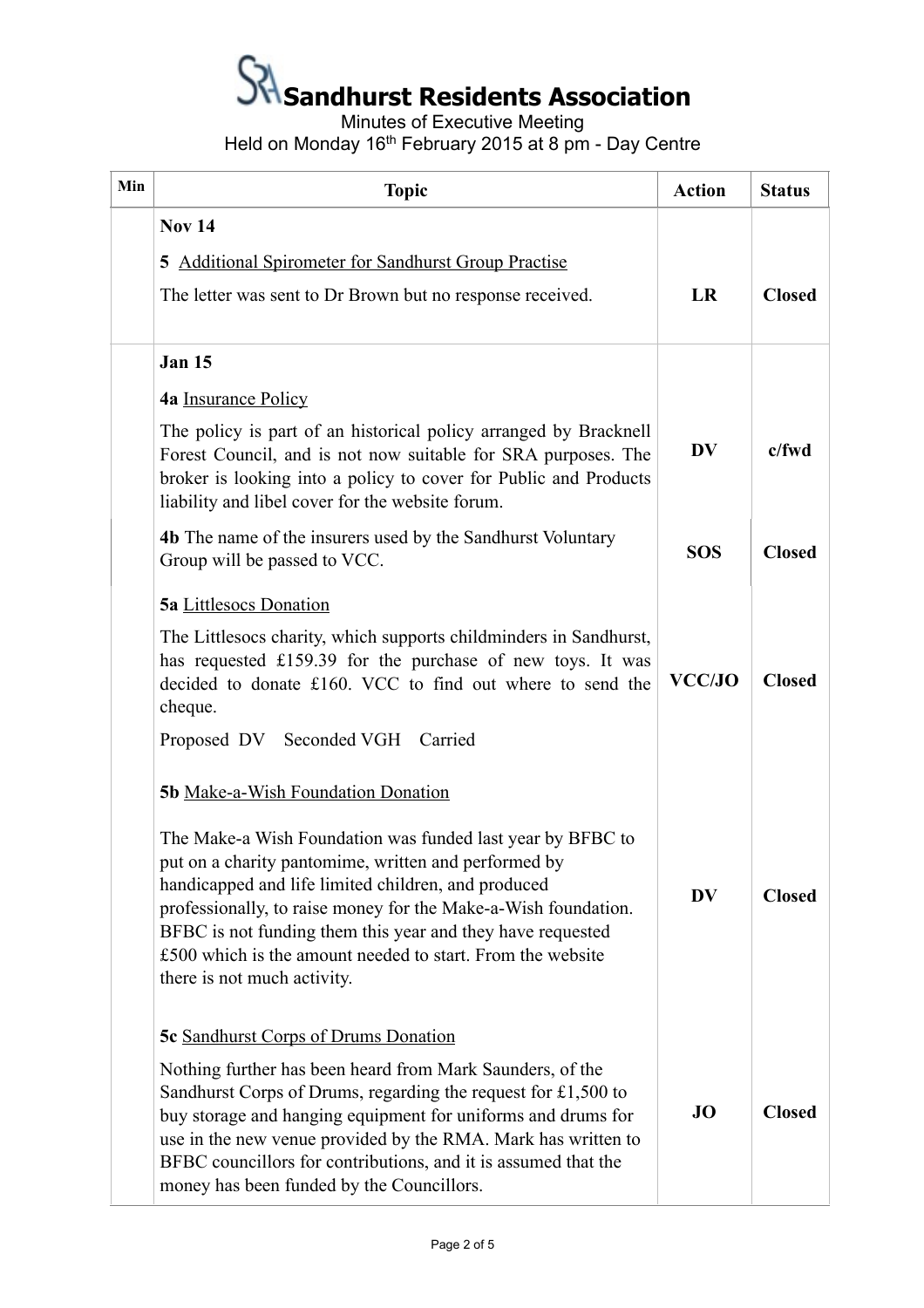# Sandhurst Residents Association

Minutes of Executive Meeting

Held on Monday 16th February 2015 at 8 pm - Day Centre

| Min | Topic | Action | Status |
|---|---|---|---|
| | **Nov 14**<br><br>**5** Additional Spirometer for Sandhurst Group Practise<br><br>The letter was sent to Dr Brown but no response received. | **LR** | **Closed** |
| | **Jan 15**<br><br>**4a** Insurance Policy<br><br>The policy is part of an historical policy arranged by Bracknell Forest Council, and is not now suitable for SRA purposes. The broker is looking into a policy to cover for Public and Products liability and libel cover for the website forum. | **DV** | **c/fwd** |
| | **4b** The name of the insurers used by the Sandhurst Voluntary Group will be passed to VCC. | **SOS** | **Closed** |
| | **5a** Littlesocs Donation<br><br>The Littlesocs charity, which supports childminders in Sandhurst, has requested £159.39 for the purchase of new toys. It was decided to donate £160. VCC to find out where to send the cheque.<br><br>Proposed DV Seconded VGH Carried | **VCC/JO** | **Closed** |
| | **5b** Make-a-Wish Foundation Donation<br><br>The Make-a Wish Foundation was funded last year by BFBC to put on a charity pantomime, written and performed by handicapped and life limited children, and produced professionally, to raise money for the Make-a-Wish foundation. BFBC is not funding them this year and they have requested £500 which is the amount needed to start. From the website there is not much activity. | **DV** | **Closed** |
| | **5c** Sandhurst Corps of Drums Donation<br><br>Nothing further has been heard from Mark Saunders, of the Sandhurst Corps of Drums, regarding the request for £1,500 to buy storage and hanging equipment for uniforms and drums for use in the new venue provided by the RMA. Mark has written to BFBC councillors for contributions, and it is assumed that the money has been funded by the Councillors. | **JO** | **Closed** |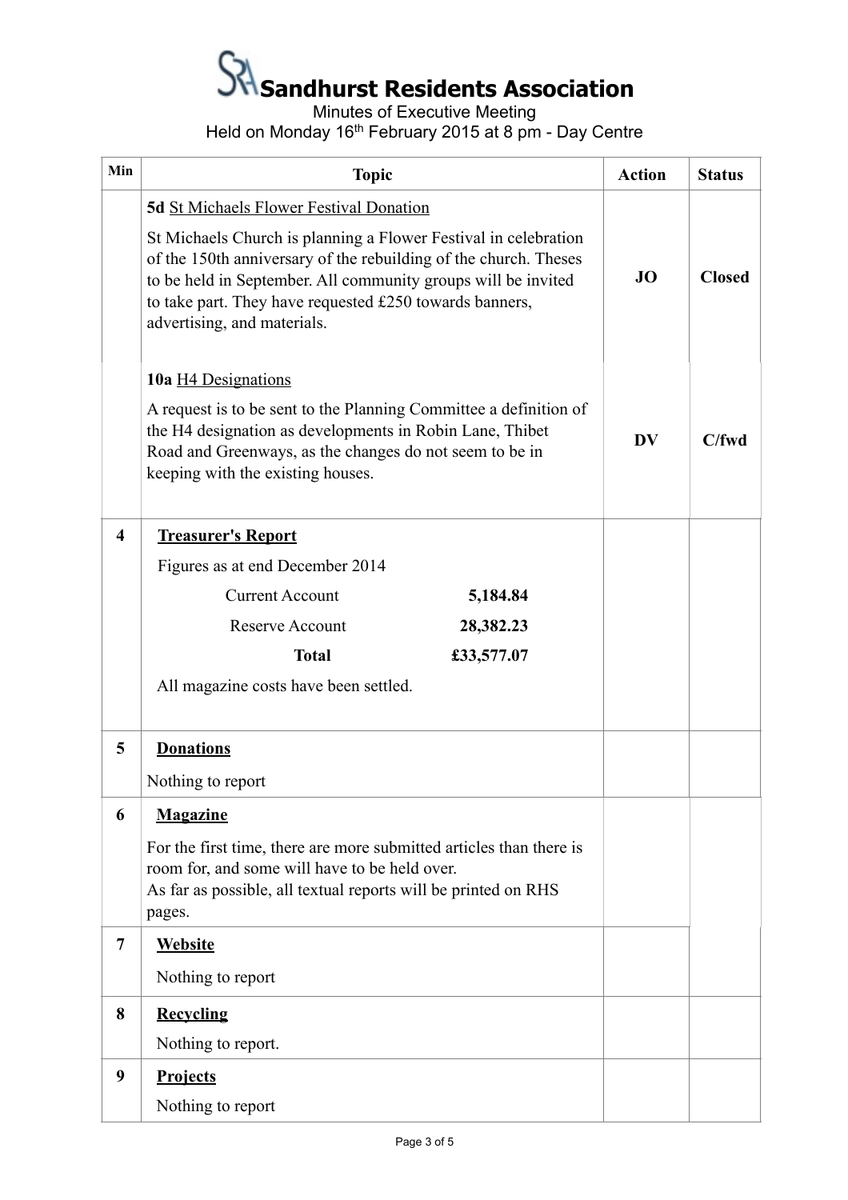# Sandhurst Residents Association

Minutes of Executive Meeting
Held on Monday 16th February 2015 at 8 pm - Day Centre

| Min | Topic | Action | Status |
|---|---|---|---|
| | **5d** St Michaels Flower Festival Donation<br><br>St Michaels Church is planning a Flower Festival in celebration of the 150th anniversary of the rebuilding of the church. Theses to be held in September. All community groups will be invited to take part. They have requested £250 towards banners, advertising, and materials. | **JO** | **Closed** |
| | **10a** H4 Designations<br><br>A request is to be sent to the Planning Committee a definition of the H4 designation as developments in Robin Lane, Thibet Road and Greenways, as the changes do not seem to be in keeping with the existing houses. | **DV** | **C/fwd** |
| **4** | **Treasurer's Report**<br><br>Figures as at end December 2014<br><br>Current Account **5,184.84**<br>Reserve Account **28,382.23**<br>**Total** **£33,577.07**<br><br>All magazine costs have been settled. | | |
| **5** | **Donations**<br><br>Nothing to report | | |
| **6** | **Magazine**<br><br>For the first time, there are more submitted articles than there is room for, and some will have to be held over.<br>As far as possible, all textual reports will be printed on RHS pages. | | |
| **7** | **Website**<br><br>Nothing to report | | |
| **8** | **Recycling**<br><br>Nothing to report. | | |
| **9** | **Projects**<br><br>Nothing to report | | |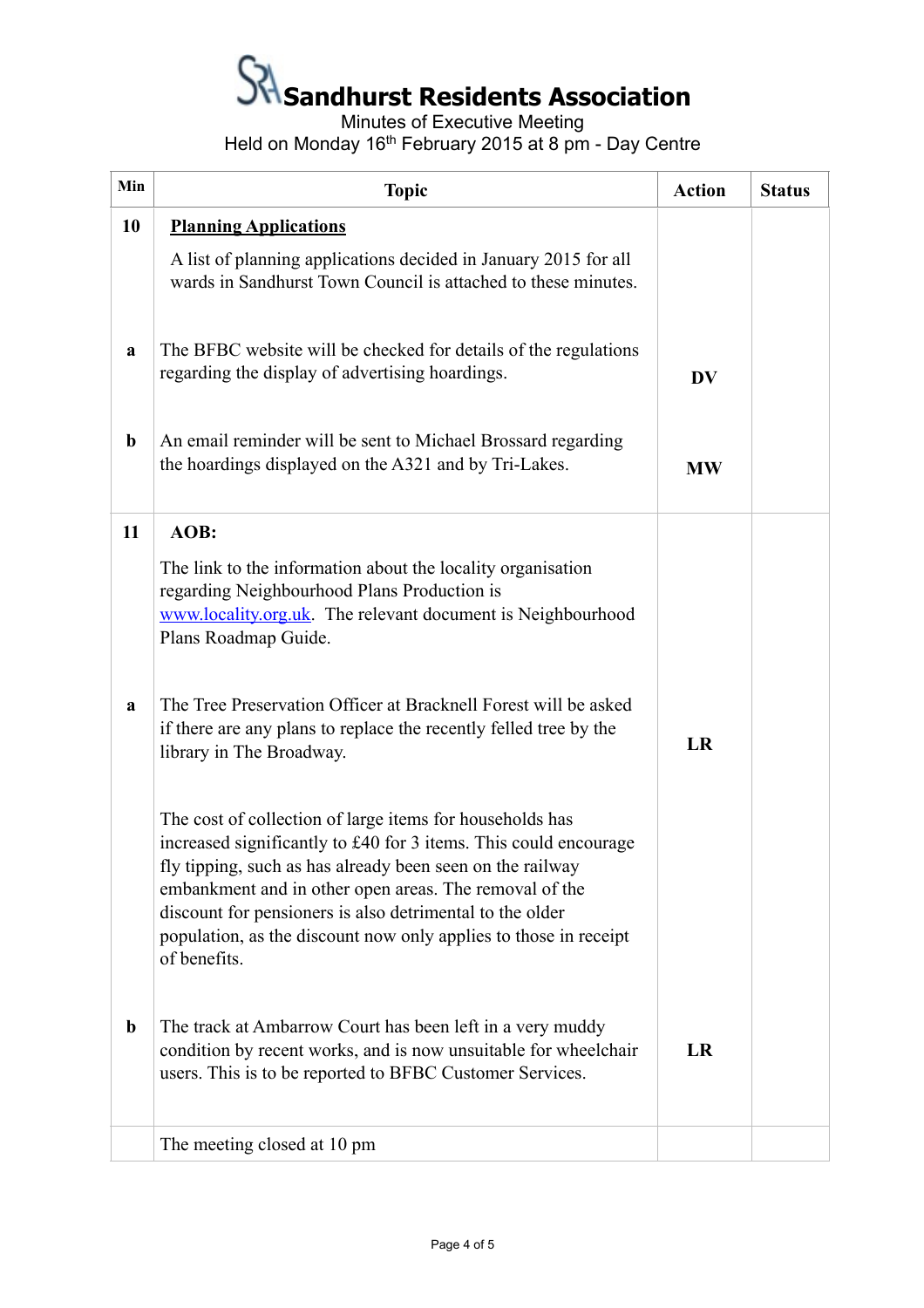# Sandhurst Residents Association

Minutes of Executive Meeting

Held on Monday 16th February 2015 at 8 pm - Day Centre

| Min | Topic | Action | Status |
|---|---|---|---|
| **10** | **Planning Applications**<br><br>A list of planning applications decided in January 2015 for all wards in Sandhurst Town Council is attached to these minutes. | | |
| **a** | The BFBC website will be checked for details of the regulations regarding the display of advertising hoardings. | **DV** | |
| **b** | An email reminder will be sent to Michael Brossard regarding the hoardings displayed on the A321 and by Tri-Lakes. | **MW** | |
| **11** | **AOB:**<br><br>The link to the information about the locality organisation regarding Neighbourhood Plans Production is [www.locality.org.uk](www.locality.org.uk). The relevant document is Neighbourhood Plans Roadmap Guide. | | |
| **a** | The Tree Preservation Officer at Bracknell Forest will be asked if there are any plans to replace the recently felled tree by the library in The Broadway. | **LR** | |
| | The cost of collection of large items for households has increased significantly to £40 for 3 items. This could encourage fly tipping, such as has already been seen on the railway embankment and in other open areas. The removal of the discount for pensioners is also detrimental to the older population, as the discount now only applies to those in receipt of benefits. | | |
| **b** | The track at Ambarrow Court has been left in a very muddy condition by recent works, and is now unsuitable for wheelchair users. This is to be reported to BFBC Customer Services. | **LR** | |
| | The meeting closed at 10 pm | | |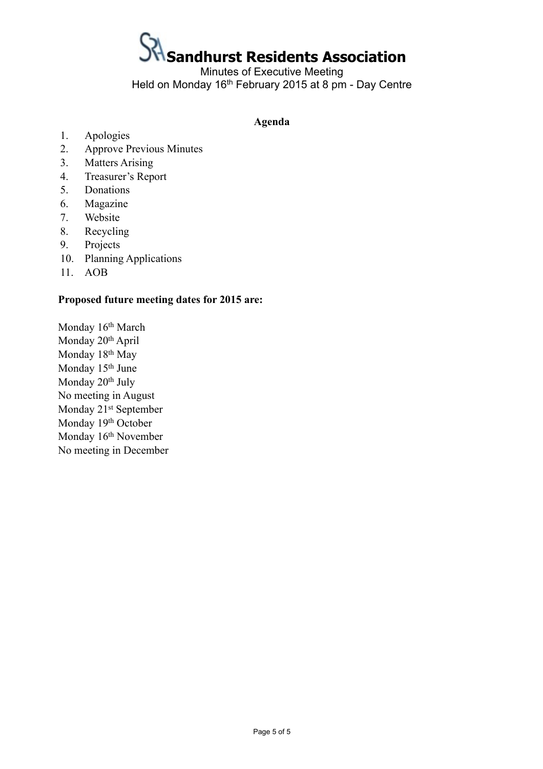# Sandhurst Residents Association

Minutes of Executive Meeting

Held on Monday 16th February 2015 at 8 pm - Day Centre

**Agenda**

1. Apologies
2. Approve Previous Minutes
3. Matters Arising
4. Treasurer's Report
5. Donations
6. Magazine
7. Website
8. Recycling
9. Projects
10. Planning Applications
11. AOB

**Proposed future meeting dates for 2015 are:**

Monday 16th March
Monday 20th April
Monday 18th May
Monday 15th June
Monday 20th July
No meeting in August
Monday 21st September
Monday 19th October
Monday 16th November
No meeting in December